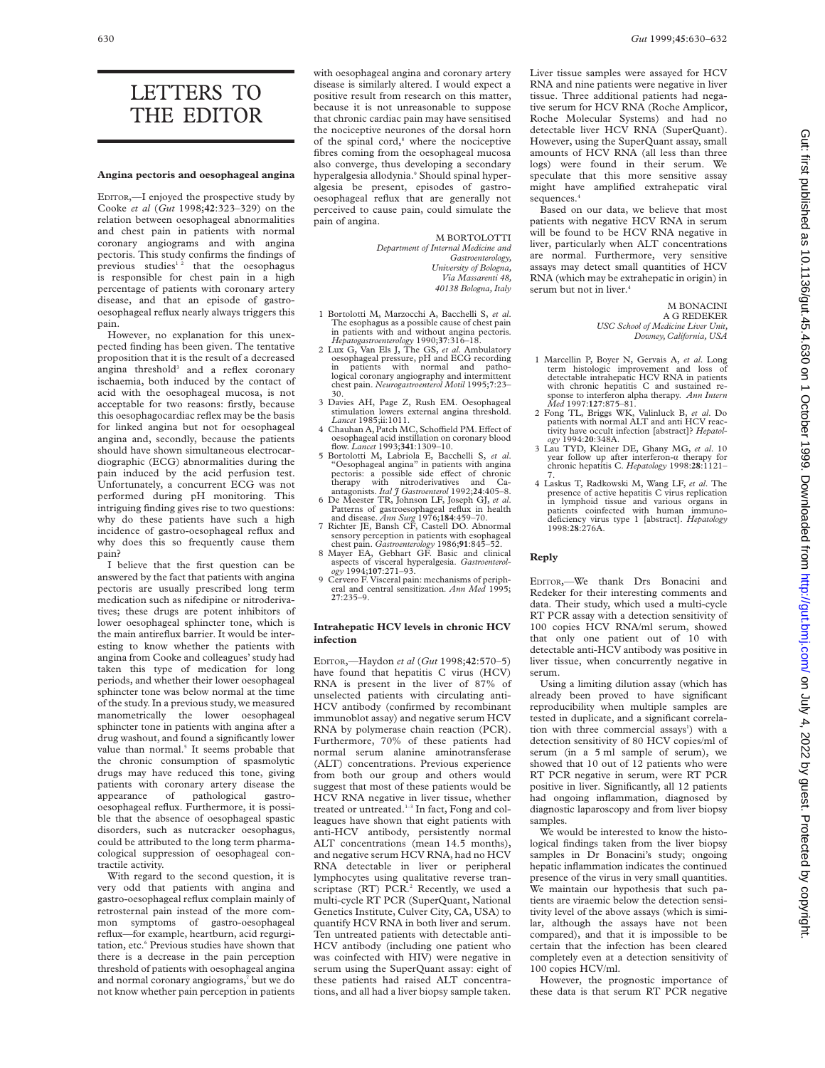# LETTERS TO THE EDITOR

## Angina pectoris and oesophageal angina

EDITOR,—I enjoyed the prospective study by Cooke *et al* (*Gut* 1998;**42**:323–329) on the relation between oesophageal abnormalities and chest pain in patients with normal coronary angiograms and with angina pectoris. This study confirms the findings of previous studies[1 2] that the oesophagus is responsible for chest pain in a high percentage of patients with coronary artery disease, and that an episode of gastro-oesophageal reflux nearly always triggers this pain.

However, no explanation for this unexpected finding has been given. The tentative proposition that it is the result of a decreased angina threshold[3] and a reflex coronary ischaemia, both induced by the contact of acid with the oesophageal mucosa, is not acceptable for two reasons: firstly, because this oesophagocardiac reflex may be the basis for linked angina but not for oesophageal angina and, secondly, because the patients should have shown simultaneous electrocardiographic (ECG) abnormalities during the pain induced by the acid perfusion test. Unfortunately, a concurrent ECG was not performed during pH monitoring. This intriguing finding gives rise to two questions: why do these patients have such a high incidence of gastro-oesophageal reflux and why does this so frequently cause them pain?

I believe that the first question can be answered by the fact that patients with angina pectoris are usually prescribed long term medication such as nifedipine or nitroderivatives; these drugs are potent inhibitors of lower oesophageal sphincter tone, which is the main antireflux barrier. It would be interesting to know whether the patients with angina from Cooke and colleagues' study had taken this type of medication for long periods, and whether their lower oesophageal sphincter tone was below normal at the time of the study. In a previous study, we measured manometrically the lower oesophageal sphincter tone in patients with angina after a drug washout, and found a significantly lower value than normal.[5] It seems probable that the chronic consumption of spasmolytic drugs may have reduced this tone, giving patients with coronary artery disease the appearance of pathological gastro-oesophageal reflux. Furthermore, it is possible that the absence of oesophageal spastic disorders, such as nutcracker oesophagus, could be attributed to the long term pharmacological suppression of oesophageal contractile activity.

With regard to the second question, it is very odd that patients with angina and gastro-oesophageal reflux complain mainly of retrosternal pain instead of the more common symptoms of gastro-oesophageal reflux—for example, heartburn, acid regurgitation, etc.[6] Previous studies have shown that there is a decrease in the pain perception threshold of patients with oesophageal angina and normal coronary angiograms,[7] but we do not know whether pain perception in patients with oesophageal angina and coronary artery disease is similarly altered. I would expect a positive result from research on this matter, because it is not unreasonable to suppose that chronic cardiac pain may have sensitised the nociceptive neurones of the dorsal horn of the spinal cord,[8] where the nociceptive fibres coming from the oesophageal mucosa also converge, thus developing a secondary hyperalgesia allodynia.[9] Should spinal hyperalgesia be present, episodes of gastro-oesophageal reflux that are generally not perceived to cause pain, could simulate the pain of angina.

M BORTOLOTTI
*Department of Internal Medicine and Gastroenterology, University of Bologna, Via Massarenti 48, 40138 Bologna, Italy*

1 Bortolotti M, Marzocchi A, Bacchelli S, *et al*. The esophagus as a possible cause of chest pain in patients with and without angina pectoris. *Hepatogastroenterology* 1990;**37**:316–18.
2 Lux G, Van Els J, The GS, *et al*. Ambulatory oesophageal pressure, pH and ECG recording in patients with normal and pathological coronary angiography and intermittent chest pain. *Neurogastroenterol Motil* 1995;**7**:23–30.
3 Davies AH, Page Z, Rush EM. Oesophageal stimulation lowers external angina threshold. *Lancet* 1985;**ii**:1011.
4 Chauhan A, Patch MC, Schoffield PM. Effect of oesophageal acid instillation on coronary blood flow. *Lancet* 1993;**341**:1309–10.
5 Bortolotti M, Labriola E, Bacchelli S, *et al*. "Oesophageal angina" in patients with angina pectoris: a possible side effect of chronic therapy with nitroderivatives and Ca-antagonists. *Ital J Gastroenterol* 1992;**24**:405–8.
6 De Meester TR, Johnson LF, Joseph GJ, *et al*. Patterns of gastroesophageal reflux in health and disease. *Ann Surg* 1976;**184**:459–70.
7 Richter JE, Bansh CF, Castell DO. Abnormal sensory perception in patients with esophageal chest pain. *Gastroenterology* 1986;**91**:845–52.
8 Mayer EA, Gebhart GF. Basic and clinical aspects of visceral hyperalgesia. *Gastroenterology* 1994;**107**:271–93.
9 Cervero F. Visceral pain: mechanisms of peripheral and central sensitization. *Ann Med* 1995; **27**:235–9.

## Intrahepatic HCV levels in chronic HCV infection

EDITOR,—Haydon *et al* (*Gut* 1998;**42**:570–5) have found that hepatitis C virus (HCV) RNA is present in the liver of 87% of unselected patients with circulating anti-HCV antibody (confirmed by recombinant immunoblot assay) and negative serum HCV RNA by polymerase chain reaction (PCR). Furthermore, 70% of these patients had normal serum alanine aminotransferase (ALT) concentrations. Previous experience from both our group and others would suggest that most of these patients would be HCV RNA negative in liver tissue, whether treated or untreated.[1–3] In fact, Fong and colleagues have shown that eight patients with anti-HCV antibody, persistently normal ALT concentrations (mean 14.5 months), and negative serum HCV RNA, had no HCV RNA detectable in liver or peripheral lymphocytes using qualitative reverse transcriptase (RT) PCR.[2] Recently, we used a multi-cycle RT PCR (SuperQuant, National Genetics Institute, Culver City, CA, USA) to quantify HCV RNA in both liver and serum. Ten untreated patients with detectable anti-HCV antibody (including one patient who was coinfected with HIV) were negative in serum using the SuperQuant assay: eight of these patients had raised ALT concentrations, and all had a liver biopsy sample taken. Liver tissue samples were assayed for HCV RNA and nine patients were negative in liver tissue. Three additional patients had negative serum for HCV RNA (Roche Amplicor, Roche Molecular Systems) and had no detectable liver HCV RNA (SuperQuant). However, using the SuperQuant assay, small amounts of HCV RNA (all less than three logs) were found in their serum. We speculate that this more sensitive assay might have amplified extrahepatic viral sequences.[4]

Based on our data, we believe that most patients with negative HCV RNA in serum will be found to be HCV RNA negative in liver, particularly when ALT concentrations are normal. Furthermore, very sensitive assays may detect small quantities of HCV RNA (which may be extrahepatic in origin) in serum but not in liver.[4]

M BONACINI
A G REDEKER
*USC School of Medicine Liver Unit, Downey, California, USA*

1 Marcellin P, Boyer N, Gervais A, *et al*. Long term histologic improvement and loss of detectable intrahepatic HCV RNA in patients with chronic hepatitis C and sustained response to interferon alpha therapy. *Ann Intern Med* 1997:**127**:875–81.
2 Fong TL, Briggs WK, Valinluck B, *et al*. Do patients with normal ALT and anti HCV reactivity have occult infection [abstract]? *Hepatology* 1994:**20**:348A.
3 Lau TYD, Kleiner DE, Ghany MG, *et al*. 10 year follow up after interferon-α therapy for chronic hepatitis C. *Hepatology* 1998:**28**:1121–7.
4 Laskus T, Radkowski M, Wang LF, *et al*. The presence of active hepatitis C virus replication in lymphoid tissue and various organs in patients coinfected with human immunodeficiency virus type 1 [abstract]. *Hepatology* 1998:**28**:276A.

## Reply

EDITOR,—We thank Drs Bonacini and Redeker for their interesting comments and data. Their study, which used a multi-cycle RT PCR assay with a detection sensitivity of 100 copies HCV RNA/ml serum, showed that only one patient out of 10 with detectable anti-HCV antibody was positive in liver tissue, when concurrently negative in serum.

Using a limiting dilution assay (which has already been proved to have significant reproducibility when multiple samples are tested in duplicate, and a significant correlation with three commercial assays[1]) with a detection sensitivity of 80 HCV copies/ml of serum (in a 5 ml sample of serum), we showed that 10 out of 12 patients who were RT PCR negative in serum, were RT PCR positive in liver. Significantly, all 12 patients had ongoing inflammation, diagnosed by diagnostic laparoscopy and from liver biopsy samples.

We would be interested to know the histological findings taken from the liver biopsy samples in Dr Bonacini's study; ongoing hepatic inflammation indicates the continued presence of the virus in very small quantities. We maintain our hypothesis that such patients are viraemic below the detection sensitivity level of the above assays (which is similar, although the assays have not been compared), and that it is impossible to be certain that the infection has been cleared completely even at a detection sensitivity of 100 copies HCV/ml.

However, the prognostic importance of these data is that serum RT PCR negative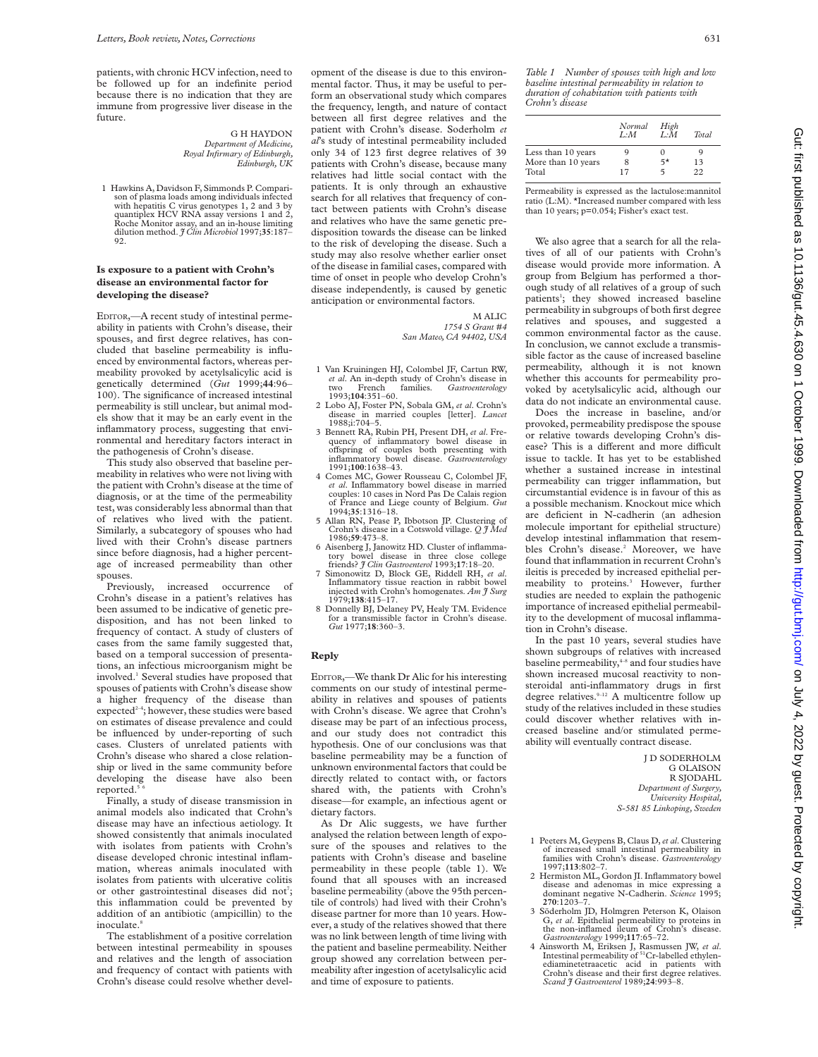patients, with chronic HCV infection, need to be followed up for an indefinite period because there is no indication that they are immune from progressive liver disease in the future.

G H HAYDON
*Department of Medicine, Royal Infirmary of Edinburgh, Edinburgh, UK*

1 Hawkins A, Davidson F, Simmonds P. Comparison of plasma loads among individuals infected with hepatitis C virus genotypes 1, 2 and 3 by quantiplex HCV RNA assay versions 1 and 2, Roche Monitor assay, and an in-house limiting dilution method. *J Clin Microbiol* 1997;**35**:187–92.

## Is exposure to a patient with Crohn's disease an environmental factor for developing the disease?

EDITOR,—A recent study of intestinal permeability in patients with Crohn's disease, their spouses, and first degree relatives, has concluded that baseline permeability is influenced by environmental factors, whereas permeability provoked by acetylsalicylic acid is genetically determined (*Gut* 1999;**44**:96–100). The significance of increased intestinal permeability is still unclear, but animal models show that it may be an early event in the inflammatory process, suggesting that environmental and hereditary factors interact in the pathogenesis of Crohn's disease.

This study also observed that baseline permeability in relatives who were not living with the patient with Crohn's disease at the time of diagnosis, or at the time of the permeability test, was considerably less abnormal than that of relatives who lived with the patient. Similarly, a subcategory of spouses who had lived with their Crohn's disease partners since before diagnosis, had a higher percentage of increased permeability than other spouses.

Previously, increased occurrence of Crohn's disease in a patient's relatives has been assumed to be indicative of genetic predisposition, and has not been linked to frequency of contact. A study of clusters of cases from the same family suggested that, based on a temporal succession of presentations, an infectious microorganism might be involved.[1] Several studies have proposed that spouses of patients with Crohn's disease show a higher frequency of the disease than expected[2–4]; however, these studies were based on estimates of disease prevalence and could be influenced by under-reporting of such cases. Clusters of unrelated patients with Crohn's disease who shared a close relationship or lived in the same community before developing the disease have also been reported.[5 6]

Finally, a study of disease transmission in animal models also indicated that Crohn's disease may have an infectious aetiology. It showed consistently that animals inoculated with isolates from patients with Crohn's disease developed chronic intestinal inflammation, whereas animals inoculated with isolates from patients with ulcerative colitis or other gastrointestinal diseases did not[7]; this inflammation could be prevented by addition of an antibiotic (ampicillin) to the inoculate.[8]

The establishment of a positive correlation between intestinal permeability in spouses and relatives and the length of association and frequency of contact with patients with Crohn's disease could resolve whether development of the disease is due to this environmental factor. Thus, it may be useful to perform an observational study which compares the frequency, length, and nature of contact between all first degree relatives and the patient with Crohn's disease. Soderholm *et al*'s study of intestinal permeability included only 34 of 123 first degree relatives of 39 patients with Crohn's disease, because many relatives had little social contact with the patients. It is only through an exhaustive search for all relatives that frequency of contact between patients with Crohn's disease and relatives who have the same genetic predisposition towards the disease can be linked to the risk of developing the disease. Such a study may also resolve whether earlier onset of the disease in familial cases, compared with time of onset in people who develop Crohn's disease independently, is caused by genetic anticipation or environmental factors.

M ALIC
*1754 S Grant #4 San Mateo, CA 94402, USA*

1 Van Kruiningen HJ, Colombel JF, Cartun RW, *et al*. An in-depth study of Crohn's disease in two French families. *Gastroenterology* 1993;**104**:351–60.
2 Lobo AJ, Foster PN, Sobala GM, *et al*. Crohn's disease in married couples [letter]. *Lancet* 1988;i:704–5.
3 Bennett RA, Rubin PH, Present DH, *et al*. Frequency of inflammatory bowel disease in offspring of couples both presenting with inflammatory bowel disease. *Gastroenterology* 1991;**100**:1638–43.
4 Comes MC, Gower Rousseau C, Colombel JF, *et al*. Inflammatory bowel disease in married couples: 10 cases in Nord Pas De Calais region of France and Liege county of Belgium. *Gut* 1994;**35**:1316–18.
5 Allan RN, Pease P, Ibbotson JP. Clustering of Crohn's disease in a Cotswold village. *Q J Med* 1986;**59**:473–8.
6 Aisenberg J, Janowitz HD. Cluster of inflammatory bowel disease in three close college friends? *J Clin Gastroenterol* 1993;**17**:18–20.
7 Simonowitz D, Block GE, Riddell RH, *et al*. Inflammatory tissue reaction in rabbit bowel injected with Crohn's homogenates. *Am J Surg* 1979;**138**:415–17.
8 Donnelly BJ, Delaney PV, Healy TM. Evidence for a transmissible factor in Crohn's disease. *Gut* 1977;**18**:360–3.

## Reply

EDITOR,—We thank Dr Alic for his interesting comments on our study of intestinal permeability in relatives and spouses of patients with Crohn's disease. We agree that Crohn's disease may be part of an infectious process, and our study does not contradict this hypothesis. One of our conclusions was that baseline permeability may be a function of unknown environmental factors that could be directly related to contact with, or factors shared with, the patients with Crohn's disease—for example, an infectious agent or dietary factors.

As Dr Alic suggests, we have further analysed the relation between length of exposure of the spouses and relatives to the patients with Crohn's disease and baseline permeability in these people (table 1). We found that all spouses with an increased baseline permeability (above the 95th percentile of controls) had lived with their Crohn's disease partner for more than 10 years. However, a study of the relatives showed that there was no link between length of time living with the patient and baseline permeability. Neither group showed any correlation between permeability after ingestion of acetylsalicylic acid and time of exposure to patients.

*Table 1 Number of spouses with high and low baseline intestinal permeability in relation to duration of cohabitation with patients with Crohn's disease*

| | Normal L:M | High L:M | Total |
|---|---|---|---|
| Less than 10 years | 9 | 0 | 9 |
| More than 10 years | 8 | 5* | 13 |
| Total | 17 | 5 | 22 |

Permeability is expressed as the lactulose:mannitol ratio (L:M). *Increased number compared with less than 10 years; p=0.054; Fisher's exact test.

We also agree that a search for all the relatives of all of our patients with Crohn's disease would provide more information. A group from Belgium has performed a thorough study of all relatives of a group of such patients[1]; they showed increased baseline permeability in subgroups of both first degree relatives and spouses, and suggested a common environmental factor as the cause. In conclusion, we cannot exclude a transmissible factor as the cause of increased baseline permeability, although it is not known whether this accounts for permeability provoked by acetylsalicylic acid, although our data do not indicate an environmental cause.

Does the increase in baseline, and/or provoked, permeability predispose the spouse or relative towards developing Crohn's disease? This is a different and more difficult issue to tackle. It has yet to be established whether a sustained increase in intestinal permeability can trigger inflammation, but circumstantial evidence is in favour of this as a possible mechanism. Knockout mice which are deficient in N-cadherin (an adhesion molecule important for epithelial structure) develop intestinal inflammation that resembles Crohn's disease.[2] Moreover, we have found that inflammation in recurrent Crohn's ileitis is preceded by increased epithelial permeability to proteins.[3] However, further studies are needed to explain the pathogenic importance of increased epithelial permeability to the development of mucosal inflammation in Crohn's disease.

In the past 10 years, several studies have shown subgroups of relatives with increased baseline permeability,[4–8] and four studies have shown increased mucosal reactivity to nonsteroidal anti-inflammatory drugs in first degree relatives.[9–12] A multicentre follow up study of the relatives included in these studies could discover whether relatives with increased baseline and/or stimulated permeability will eventually contract disease.

J D SODERHOLM
G OLAISON
R SJODAHL
*Department of Surgery, University Hospital, S-581 85 Linkoping, Sweden*

1 Peeters M, Geypens B, Claus D, *et al*. Clustering of increased small intestinal permeability in families with Crohn's disease. *Gastroenterology* 1997;**113**:802–7.
2 Hermiston ML, Gordon JI. Inflammatory bowel disease and adenomas in mice expressing a dominant negative N-Cadherin. *Science* 1995;**270**:1203–7.
3 Söderholm JD, Holmgren Peterson K, Olaison G, *et al*. Epithelial permeability to proteins in the non-inflamed ileum of Crohn's disease. *Gastroenterology* 1999;**117**:65–72.
4 Ainsworth M, Eriksen J, Rasmussen JW, *et al*. Intestinal permeability of $^{51}$Cr-labelled ethylenediaminetetraacetic acid in patients with Crohn's disease and their first degree relatives. *Scand J Gastroenterol* 1989;**24**:993–8.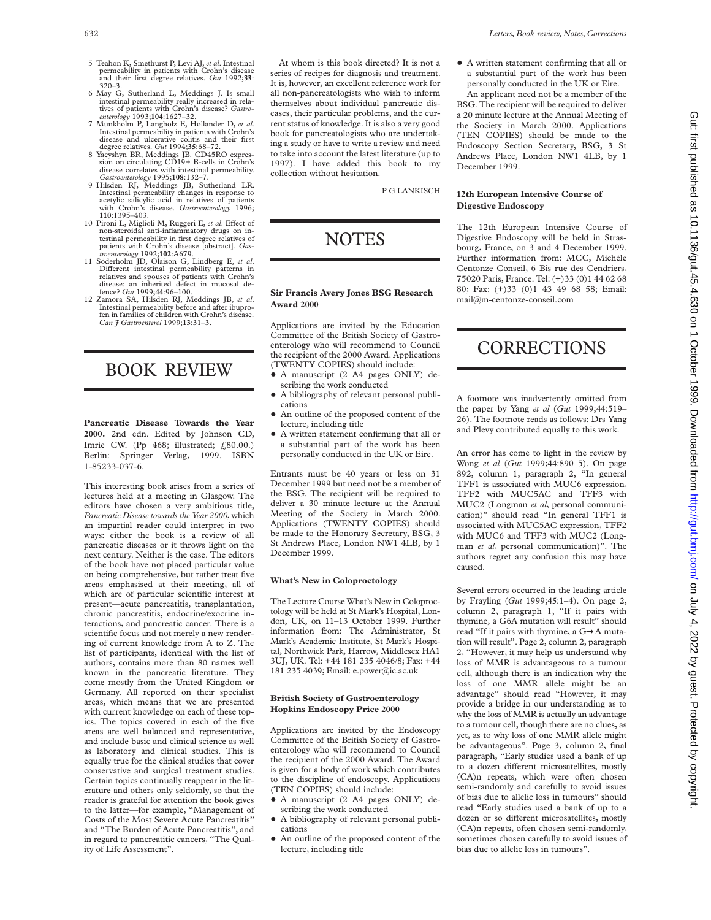5 Teahon K, Smethurst P, Levi AJ, *et al*. Intestinal permeability in patients with Crohn's disease and their first degree relatives. *Gut* 1992;**33**: 320–3.
6 May G, Sutherland L, Meddings J. Is small intestinal permeability really increased in relatives of patients with Crohn's disease? *Gastroenterology* 1993;**104**:1627–32.
7 Munkholm P, Langholz E, Hollander D, *et al*. Intestinal permeability in patients with Crohn's disease and ulcerative colitis and their first degree relatives. *Gut* 1994;**35**:68–72.
8 Yacyshyn BR, Meddings JB. CD45RO expression on circulating CD19+ B-cells in Crohn's disease correlates with intestinal permeability. *Gastroenterology* 1995;**108**:132–7.
9 Hilsden RJ, Meddings JB, Sutherland LR. Intestinal permeability changes in response to acetylic salicylic acid in relatives of patients with Crohn's disease. *Gastroenterology* 1996; **110**:1395–403.
10 Pironi L, Miglioli M, Ruggeri E, *et al*. Effect of non-steroidal anti-inflammatory drugs on intestinal permeability in first degree relatives of patients with Crohn's disease [abstract]. *Gastroenterology* 1992;**102**:A679.
11 Söderholm JD, Olaison G, Lindberg E, *et al*. Different intestinal permeability patterns in relatives and spouses of patients with Crohn's disease: an inherited defect in mucosal defence? *Gut* 1999;**44**:96–100.
12 Zamora SA, Hilsden RJ, Meddings JB, *et al*. Intestinal permeability before and after ibuprofen in families of children with Crohn's disease. *Can J Gastroenterol* 1999;**13**:31–3.

# BOOK REVIEW

**Pancreatic Disease Towards the Year 2000.** 2nd edn. Edited by Johnson CD, Imrie CW. (Pp 468; illustrated; £80.00.) Berlin: Springer Verlag, 1999. ISBN 1-85233-037-6.

This interesting book arises from a series of lectures held at a meeting in Glasgow. The editors have chosen a very ambitious title, *Pancreatic Disease towards the Year 2000*, which an impartial reader could interpret in two ways: either the book is a review of all pancreatic diseases or it throws light on the next century. Neither is the case. The editors of the book have not placed particular value on being comprehensive, but rather treat five areas emphasised at their meeting, all of which are of particular scientific interest at present—acute pancreatitis, transplantation, chronic pancreatitis, endocrine/exocrine interactions, and pancreatic cancer. There is a scientific focus and not merely a new rendering of current knowledge from A to Z. The list of participants, identical with the list of authors, contains more than 80 names well known in the pancreatic literature. They come mostly from the United Kingdom or Germany. All reported on their specialist areas, which means that we are presented with current knowledge on each of these topics. The topics covered in each of the five areas are well balanced and representative, and include basic and clinical science as well as laboratory and clinical studies. This is equally true for the clinical studies that cover conservative and surgical treatment studies. Certain topics continually reappear in the literature and others only seldomly, so that the reader is grateful for attention the book gives to the latter—for example, "Management of Costs of the Most Severe Acute Pancreatitis" and "The Burden of Acute Pancreatitis", and in regard to pancreatitic cancers, "The Quality of Life Assessment".

At whom is this book directed? It is not a series of recipes for diagnosis and treatment. It is, however, an excellent reference work for all non-pancreatologists who wish to inform themselves about individual pancreatic diseases, their particular problems, and the current status of knowledge. It is also a very good book for pancreatologists who are undertaking a study or have to write a review and need to take into account the latest literature (up to 1997). I have added this book to my collection without hesitation.

P G LANKISCH

# NOTES

## Sir Francis Avery Jones BSG Research Award 2000

Applications are invited by the Education Committee of the British Society of Gastroenterology who will recommend to Council the recipient of the 2000 Award. Applications (TWENTY COPIES) should include:

- A manuscript (2 A4 pages ONLY) describing the work conducted
- A bibliography of relevant personal publications
- An outline of the proposed content of the lecture, including title
- A written statement confirming that all or a substantial part of the work has been personally conducted in the UK or Eire.

Entrants must be 40 years or less on 31 December 1999 but need not be a member of the BSG. The recipient will be required to deliver a 30 minute lecture at the Annual Meeting of the Society in March 2000. Applications (TWENTY COPIES) should be made to the Honorary Secretary, BSG, 3 St Andrews Place, London NW1 4LB, by 1 December 1999.

## What's New in Coloproctology

The Lecture Course What's New in Coloproctology will be held at St Mark's Hospital, London, UK, on 11–13 October 1999. Further information from: The Administrator, St Mark's Academic Institute, St Mark's Hospital, Northwick Park, Harrow, Middlesex HA1 3UJ, UK. Tel: +44 181 235 4046/8; Fax: +44 181 235 4039; Email: e.power@ic.ac.uk

## British Society of Gastroenterology Hopkins Endoscopy Price 2000

Applications are invited by the Endoscopy Committee of the British Society of Gastroenterology who will recommend to Council the recipient of the 2000 Award. The Award is given for a body of work which contributes to the discipline of endoscopy. Applications (TEN COPIES) should include:

- A manuscript (2 A4 pages ONLY) describing the work conducted
- A bibliography of relevant personal publications
- An outline of the proposed content of the lecture, including title
- A written statement confirming that all or a substantial part of the work has been personally conducted in the UK or Eire.

An applicant need not be a member of the BSG. The recipient will be required to deliver a 20 minute lecture at the Annual Meeting of the Society in March 2000. Applications (TEN COPIES) should be made to the Endoscopy Section Secretary, BSG, 3 St Andrews Place, London NW1 4LB, by 1 December 1999.

## 12th European Intensive Course of Digestive Endoscopy

The 12th European Intensive Course of Digestive Endoscopy will be held in Strasbourg, France, on 3 and 4 December 1999. Further information from: MCC, Michèle Centonze Conseil, 6 Bis rue des Cendriers, 75020 Paris, France. Tel: (+)33 (0)1 44 62 68 80; Fax: (+)33 (0)1 43 49 68 58; Email: mail@m-centonze-conseil.com

# CORRECTIONS

A footnote was inadvertently omitted from the paper by Yang *et al* (*Gut* 1999;**44**:519–26). The footnote reads as follows: Drs Yang and Plevy contributed equally to this work.

An error has come to light in the review by Wong *et al* (*Gut* 1999;**44**:890–5). On page 892, column 1, paragraph 2, "In general TFF1 is associated with MUC6 expression, TFF2 with MUC5AC and TFF3 with MUC2 (Longman *et al*, personal communication)" should read "In general TFF1 is associated with MUC5AC expression, TFF2 with MUC6 and TFF3 with MUC2 (Longman *et al*, personal communication)". The authors regret any confusion this may have caused.

Several errors occurred in the leading article by Frayling (*Gut* 1999;**45**:1–4). On page 2, column 2, paragraph 1, "If it pairs with thymine, a G6A mutation will result" should read "If it pairs with thymine, a G→A mutation will result". Page 2, column 2, paragraph 2, "However, it may help us understand why loss of MMR is advantageous to a tumour cell, although there is an indication why the loss of one MMR allele might be an advantage" should read "However, it may provide a bridge in our understanding as to why the loss of MMR is actually an advantage to a tumour cell, though there are no clues, as yet, as to why loss of one MMR allele might be advantageous". Page 3, column 2, final paragraph, "Early studies used a bank of up to a dozen different microsatellites, mostly (CA)n repeats, which were often chosen semi-randomly and carefully to avoid issues of bias due to allelic loss in tumours" should read "Early studies used a bank of up to a dozen or so different microsatellites, mostly (CA)n repeats, often chosen semi-randomly, sometimes chosen carefully to avoid issues of bias due to allelic loss in tumours".